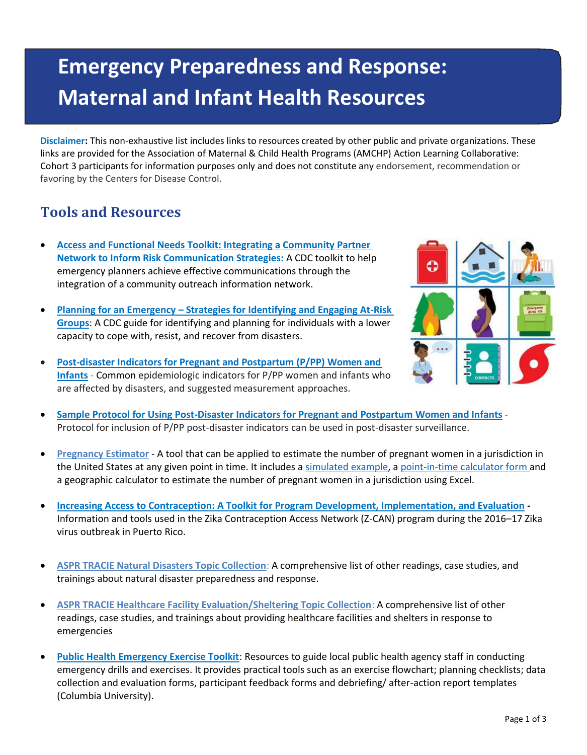# Emergency Preparedness and Response: Maternal and Infant Health Resources

**Disclaimer:** This non-exhaustive list includes links to resources created by other public and private organizations. These links are provided for the Association of Maternal & Child Health Programs (AMCHP) Action Learning Collaborative: Cohort 3 participants for information purposes only and does not constitute any endorsement, recommendation or favoring by the Centers for Disease Control.

## Tools and Resources

- **Access and Functional Needs Toolkit: Integrating a Community Partner Network to Inform Risk Communication Strategies:** A CDC toolkit to help emergency planners achieve effective communications through the integration of a community outreach information network.

- **Planning for an Emergency – Strategies for Identifying and Engaging At-Risk Groups**: A CDC guide for identifying and planning for individuals with a lower capacity to cope with, resist, and recover from disasters.

- **Post-disaster Indicators for Pregnant and Postpartum (P/PP) Women and Infants** - Common epidemiologic indicators for P/PP women and infants who are affected by disasters, and suggested measurement approaches.

- **Sample Protocol for Using Post-Disaster Indicators for Pregnant and Postpartum Women and Infants** - Protocol for inclusion of P/PP post-disaster indicators can be used in post-disaster surveillance.

- **Pregnancy Estimator** - A tool that can be applied to estimate the number of pregnant women in a jurisdiction in the United States at any given point in time. It includes a simulated example, a point-in-time calculator form and a geographic calculator to estimate the number of pregnant women in a jurisdiction using Excel.

- **Increasing Access to Contraception: A Toolkit for Program Development, Implementation, and Evaluation** - Information and tools used in the Zika Contraception Access Network (Z-CAN) program during the 2016–17 Zika virus outbreak in Puerto Rico.

- **ASPR TRACIE Natural Disasters Topic Collection**: A comprehensive list of other readings, case studies, and trainings about natural disaster preparedness and response.

- **ASPR TRACIE Healthcare Facility Evaluation/Sheltering Topic Collection**: A comprehensive list of other readings, case studies, and trainings about providing healthcare facilities and shelters in response to emergencies

- **Public Health Emergency Exercise Toolkit**: Resources to guide local public health agency staff in conducting emergency drills and exercises. It provides practical tools such as an exercise flowchart; planning checklists; data collection and evaluation forms, participant feedback forms and debriefing/ after-action report templates (Columbia University).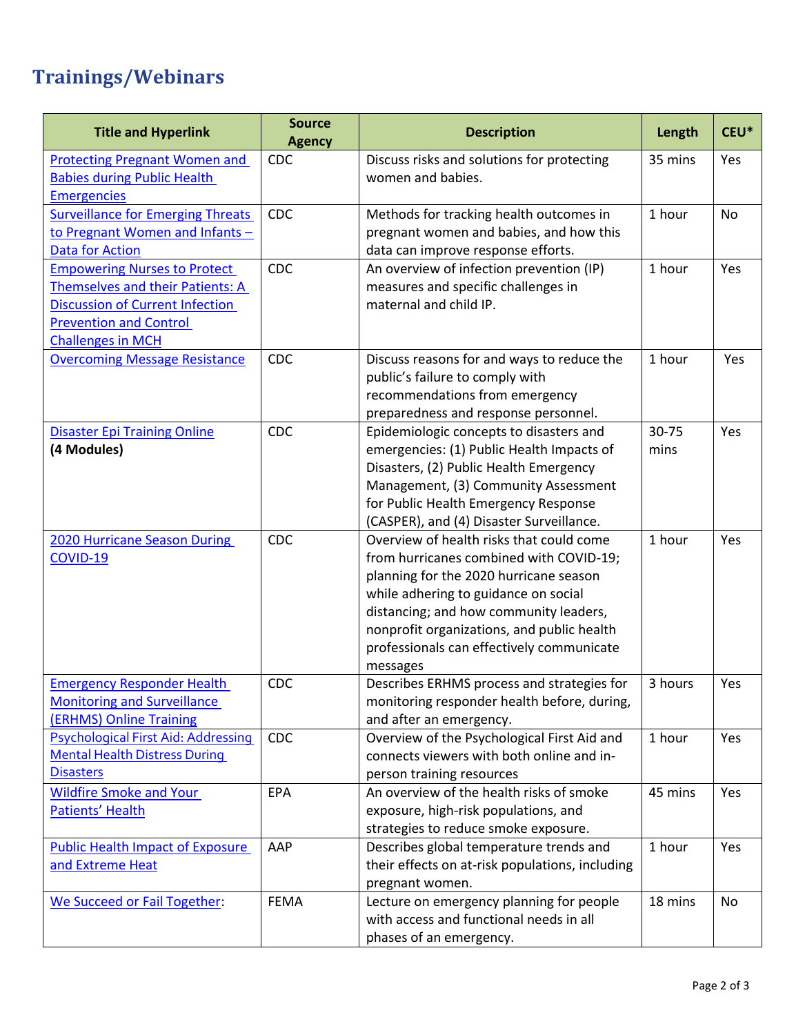## Trainings/Webinars

| Title and Hyperlink | Source Agency | Description | Length | CEU* |
|---|---|---|---|---|
| Protecting Pregnant Women and Babies during Public Health Emergencies | CDC | Discuss risks and solutions for protecting women and babies. | 35 mins | Yes |
| Surveillance for Emerging Threats to Pregnant Women and Infants – Data for Action | CDC | Methods for tracking health outcomes in pregnant women and babies, and how this data can improve response efforts. | 1 hour | No |
| Empowering Nurses to Protect Themselves and their Patients: A Discussion of Current Infection Prevention and Control Challenges in MCH | CDC | An overview of infection prevention (IP) measures and specific challenges in maternal and child IP. | 1 hour | Yes |
| Overcoming Message Resistance | CDC | Discuss reasons for and ways to reduce the public's failure to comply with recommendations from emergency preparedness and response personnel. | 1 hour | Yes |
| Disaster Epi Training Online **(4 Modules)** | CDC | Epidemiologic concepts to disasters and emergencies: (1) Public Health Impacts of Disasters, (2) Public Health Emergency Management, (3) Community Assessment for Public Health Emergency Response (CASPER), and (4) Disaster Surveillance. | 30-75 mins | Yes |
| 2020 Hurricane Season During COVID-19 | CDC | Overview of health risks that could come from hurricanes combined with COVID-19; planning for the 2020 hurricane season while adhering to guidance on social distancing; and how community leaders, nonprofit organizations, and public health professionals can effectively communicate messages | 1 hour | Yes |
| Emergency Responder Health Monitoring and Surveillance (ERHMS) Online Training | CDC | Describes ERHMS process and strategies for monitoring responder health before, during, and after an emergency. | 3 hours | Yes |
| Psychological First Aid: Addressing Mental Health Distress During Disasters | CDC | Overview of the Psychological First Aid and connects viewers with both online and in-person training resources | 1 hour | Yes |
| Wildfire Smoke and Your Patients' Health | EPA | An overview of the health risks of smoke exposure, high-risk populations, and strategies to reduce smoke exposure. | 45 mins | Yes |
| Public Health Impact of Exposure and Extreme Heat | AAP | Describes global temperature trends and their effects on at-risk populations, including pregnant women. | 1 hour | Yes |
| We Succeed or Fail Together: | FEMA | Lecture on emergency planning for people with access and functional needs in all phases of an emergency. | 18 mins | No |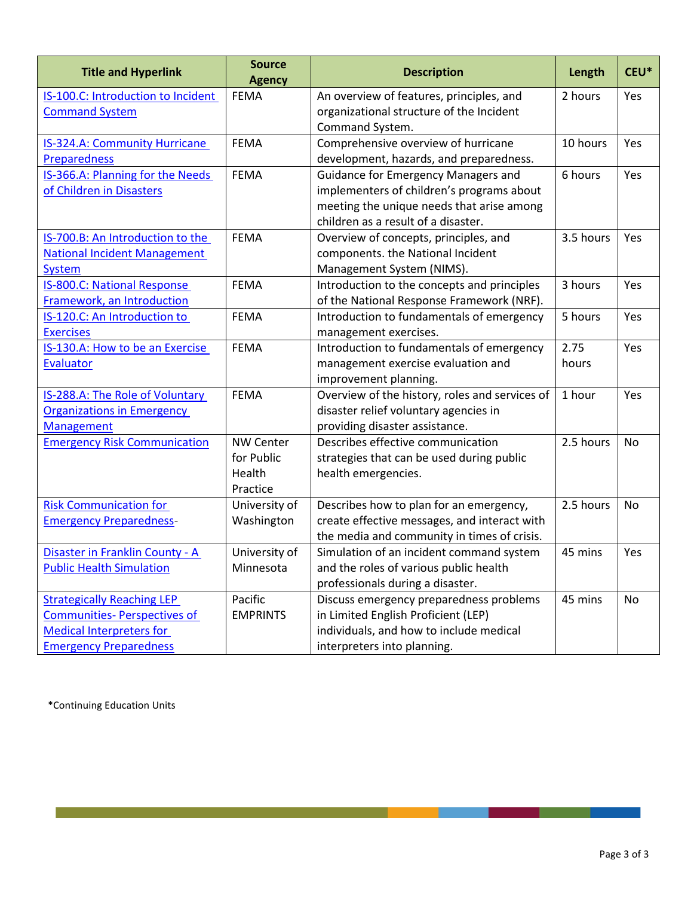| Title and Hyperlink | Source Agency | Description | Length | CEU* |
|---|---|---|---|---|
| IS-100.C: Introduction to Incident Command System | FEMA | An overview of features, principles, and organizational structure of the Incident Command System. | 2 hours | Yes |
| IS-324.A: Community Hurricane Preparedness | FEMA | Comprehensive overview of hurricane development, hazards, and preparedness. | 10 hours | Yes |
| IS-366.A: Planning for the Needs of Children in Disasters | FEMA | Guidance for Emergency Managers and implementers of children's programs about meeting the unique needs that arise among children as a result of a disaster. | 6 hours | Yes |
| IS-700.B: An Introduction to the National Incident Management System | FEMA | Overview of concepts, principles, and components. the National Incident Management System (NIMS). | 3.5 hours | Yes |
| IS-800.C: National Response Framework, an Introduction | FEMA | Introduction to the concepts and principles of the National Response Framework (NRF). | 3 hours | Yes |
| IS-120.C: An Introduction to Exercises | FEMA | Introduction to fundamentals of emergency management exercises. | 5 hours | Yes |
| IS-130.A: How to be an Exercise Evaluator | FEMA | Introduction to fundamentals of emergency management exercise evaluation and improvement planning. | 2.75 hours | Yes |
| IS-288.A: The Role of Voluntary Organizations in Emergency Management | FEMA | Overview of the history, roles and services of disaster relief voluntary agencies in providing disaster assistance. | 1 hour | Yes |
| Emergency Risk Communication | NW Center for Public Health Practice | Describes effective communication strategies that can be used during public health emergencies. | 2.5 hours | No |
| Risk Communication for Emergency Preparedness- | University of Washington | Describes how to plan for an emergency, create effective messages, and interact with the media and community in times of crisis. | 2.5 hours | No |
| Disaster in Franklin County - A Public Health Simulation | University of Minnesota | Simulation of an incident command system and the roles of various public health professionals during a disaster. | 45 mins | Yes |
| Strategically Reaching LEP Communities- Perspectives of Medical Interpreters for Emergency Preparedness | Pacific EMPRINTS | Discuss emergency preparedness problems in Limited English Proficient (LEP) individuals, and how to include medical interpreters into planning. | 45 mins | No |

*Continuing Education Units